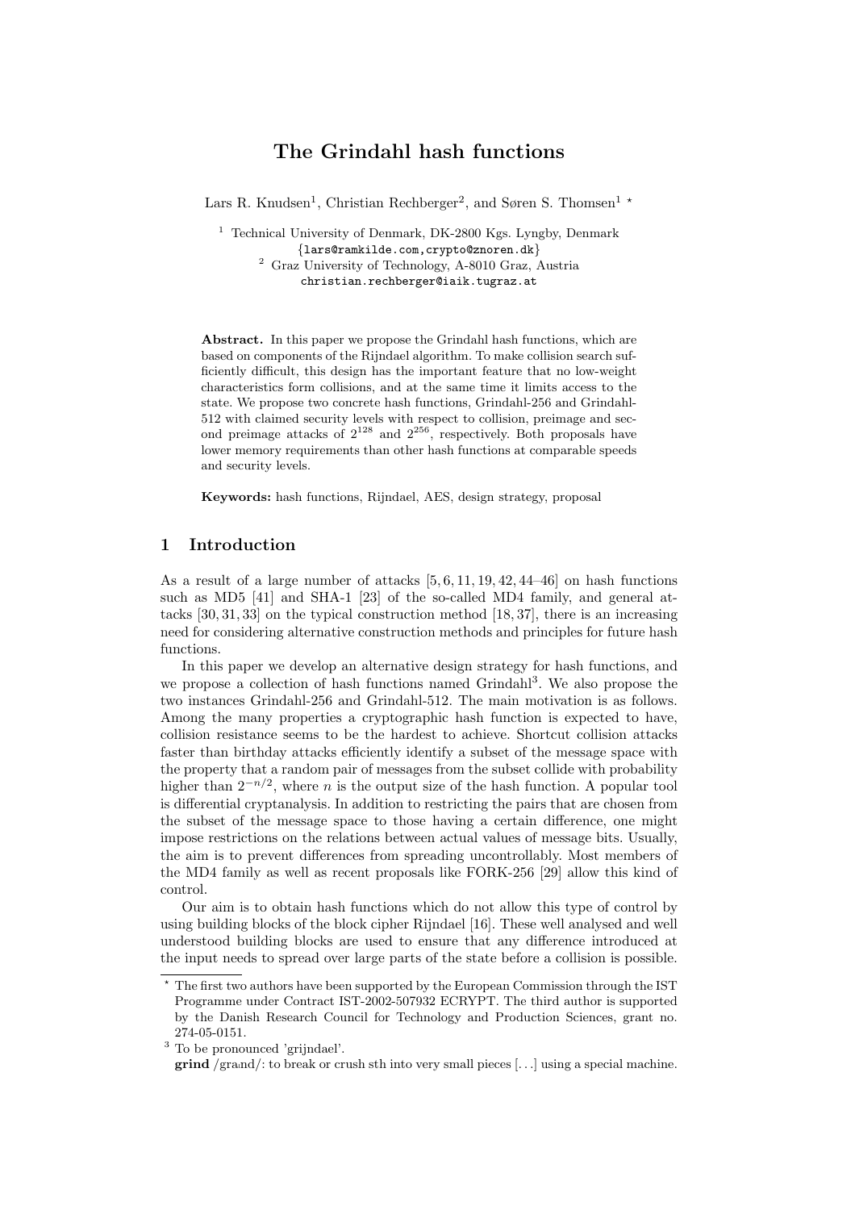# The Grindahl hash functions

Lars R. Knudsen[1], Christian Rechberger[2], and Søren S. Thomsen[1] *

[1] Technical University of Denmark, DK-2800 Kgs. Lyngby, Denmark
{lars@ramkilde.com,crypto@znoren.dk}

[2] Graz University of Technology, A-8010 Graz, Austria
christian.rechberger@iaik.tugraz.at

**Abstract.** In this paper we propose the Grindahl hash functions, which are based on components of the Rijndael algorithm. To make collision search sufficiently difficult, this design has the important feature that no low-weight characteristics form collisions, and at the same time it limits access to the state. We propose two concrete hash functions, Grindahl-256 and Grindahl-512 with claimed security levels with respect to collision, preimage and second preimage attacks of $2^{128}$ and $2^{256}$, respectively. Both proposals have lower memory requirements than other hash functions at comparable speeds and security levels.

**Keywords:** hash functions, Rijndael, AES, design strategy, proposal

## 1 Introduction

As a result of a large number of attacks [5, 6, 11, 19, 42, 44–46] on hash functions such as MD5 [41] and SHA-1 [23] of the so-called MD4 family, and general attacks [30, 31, 33] on the typical construction method [18, 37], there is an increasing need for considering alternative construction methods and principles for future hash functions.

In this paper we develop an alternative design strategy for hash functions, and we propose a collection of hash functions named Grindahl[3]. We also propose the two instances Grindahl-256 and Grindahl-512. The main motivation is as follows. Among the many properties a cryptographic hash function is expected to have, collision resistance seems to be the hardest to achieve. Shortcut collision attacks faster than birthday attacks efficiently identify a subset of the message space with the property that a random pair of messages from the subset collide with probability higher than $2^{-n/2}$, where $n$ is the output size of the hash function. A popular tool is differential cryptanalysis. In addition to restricting the pairs that are chosen from the subset of the message space to those having a certain difference, one might impose restrictions on the relations between actual values of message bits. Usually, the aim is to prevent differences from spreading uncontrollably. Most members of the MD4 family as well as recent proposals like FORK-256 [29] allow this kind of control.

Our aim is to obtain hash functions which do not allow this type of control by using building blocks of the block cipher Rijndael [16]. These well analysed and well understood building blocks are used to ensure that any difference introduced at the input needs to spread over large parts of the state before a collision is possible.

* The first two authors have been supported by the European Commission through the IST Programme under Contract IST-2002-507932 ECRYPT. The third author is supported by the Danish Research Council for Technology and Production Sciences, grant no. 274-05-0151.

[3] To be pronounced 'grijndael'.
**grind** /graɪnd/: to break or crush sth into very small pieces [...] using a special machine.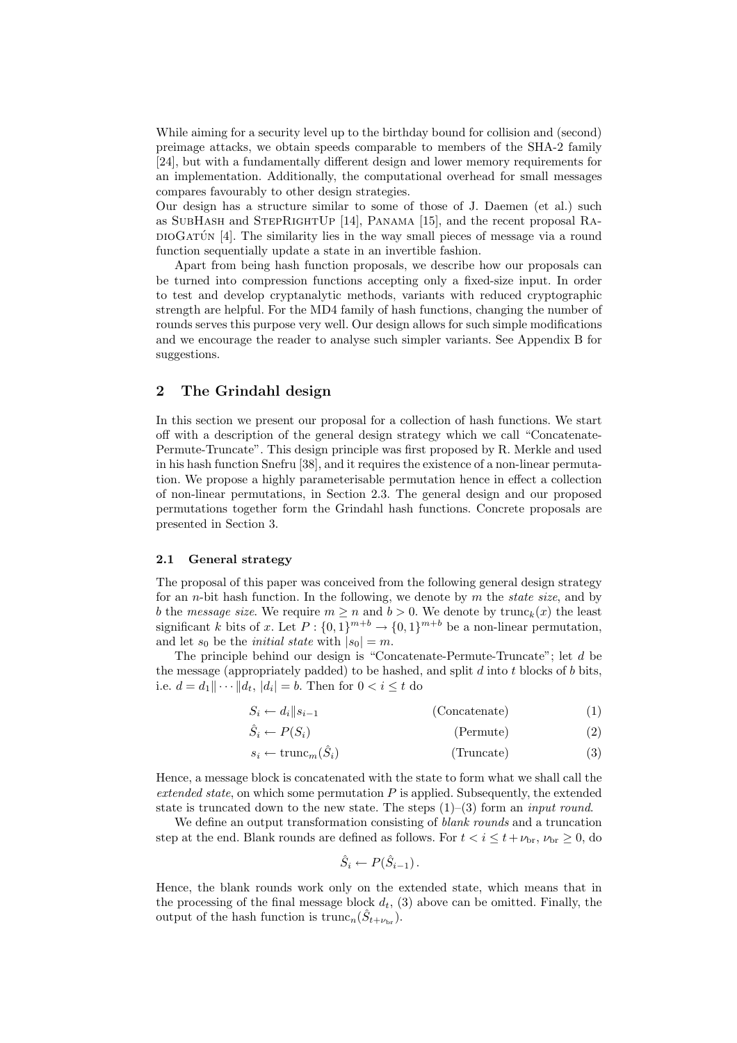While aiming for a security level up to the birthday bound for collision and (second) preimage attacks, we obtain speeds comparable to members of the SHA-2 family [24], but with a fundamentally different design and lower memory requirements for an implementation. Additionally, the computational overhead for small messages compares favourably to other design strategies.
Our design has a structure similar to some of those of J. Daemen (et al.) such as SubHash and StepRightUp [14], Panama [15], and the recent proposal RadioGatún [4]. The similarity lies in the way small pieces of message via a round function sequentially update a state in an invertible fashion.

Apart from being hash function proposals, we describe how our proposals can be turned into compression functions accepting only a fixed-size input. In order to test and develop cryptanalytic methods, variants with reduced cryptographic strength are helpful. For the MD4 family of hash functions, changing the number of rounds serves this purpose very well. Our design allows for such simple modifications and we encourage the reader to analyse such simpler variants. See Appendix B for suggestions.

## 2 The Grindahl design

In this section we present our proposal for a collection of hash functions. We start off with a description of the general design strategy which we call "Concatenate-Permute-Truncate". This design principle was first proposed by R. Merkle and used in his hash function Snefru [38], and it requires the existence of a non-linear permutation. We propose a highly parameterisable permutation hence in effect a collection of non-linear permutations, in Section 2.3. The general design and our proposed permutations together form the Grindahl hash functions. Concrete proposals are presented in Section 3.

### 2.1 General strategy

The proposal of this paper was conceived from the following general design strategy for an $n$-bit hash function. In the following, we denote by $m$ the *state size*, and by $b$ the *message size*. We require $m \geq n$ and $b > 0$. We denote by $\text{trunc}_k(x)$ the least significant $k$ bits of $x$. Let $P : \{0,1\}^{m+b} \to \{0,1\}^{m+b}$ be a non-linear permutation, and let $s_0$ be the *initial state* with $|s_0| = m$.

The principle behind our design is "Concatenate-Permute-Truncate"; let $d$ be the message (appropriately padded) to be hashed, and split $d$ into $t$ blocks of $b$ bits, i.e. $d = d_1 \| \cdots \| d_t$, $|d_i| = b$. Then for $0 < i \leq t$ do

$$S_i \leftarrow d_i \| s_{i-1} \qquad \text{(Concatenate)} \qquad (1)$$

$$\hat{S}_i \leftarrow P(S_i) \qquad \text{(Permute)} \qquad (2)$$

$$s_i \leftarrow \text{trunc}_m(\hat{S}_i) \qquad \text{(Truncate)} \qquad (3)$$

Hence, a message block is concatenated with the state to form what we shall call the *extended state*, on which some permutation $P$ is applied. Subsequently, the extended state is truncated down to the new state. The steps (1)–(3) form an *input round*.

We define an output transformation consisting of *blank rounds* and a truncation step at the end. Blank rounds are defined as follows. For $t < i \leq t + \nu_{\text{br}}$, $\nu_{\text{br}} \geq 0$, do

$$\hat{S}_i \leftarrow P(\hat{S}_{i-1}) .$$

Hence, the blank rounds work only on the extended state, which means that in the processing of the final message block $d_t$, (3) above can be omitted. Finally, the output of the hash function is $\text{trunc}_n(\hat{S}_{t+\nu_{\text{br}}})$.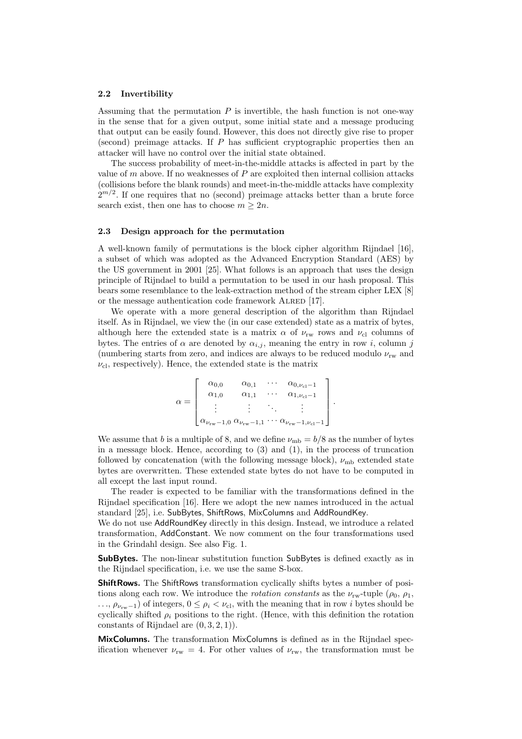### 2.2 Invertibility

Assuming that the permutation $P$ is invertible, the hash function is not one-way in the sense that for a given output, some initial state and a message producing that output can be easily found. However, this does not directly give rise to proper (second) preimage attacks. If $P$ has sufficient cryptographic properties then an attacker will have no control over the initial state obtained.

The success probability of meet-in-the-middle attacks is affected in part by the value of $m$ above. If no weaknesses of $P$ are exploited then internal collision attacks (collisions before the blank rounds) and meet-in-the-middle attacks have complexity $2^{m/2}$. If one requires that no (second) preimage attacks better than a brute force search exist, then one has to choose $m \geq 2n$.

### 2.3 Design approach for the permutation

A well-known family of permutations is the block cipher algorithm Rijndael [16], a subset of which was adopted as the Advanced Encryption Standard (AES) by the US government in 2001 [25]. What follows is an approach that uses the design principle of Rijndael to build a permutation to be used in our hash proposal. This bears some resemblance to the leak-extraction method of the stream cipher LEX [8] or the message authentication code framework ALRED [17].

We operate with a more general description of the algorithm than Rijndael itself. As in Rijndael, we view the (in our case extended) state as a matrix of bytes, although here the extended state is a matrix $\alpha$ of $\nu_{\mathrm{rw}}$ rows and $\nu_{\mathrm{cl}}$ columns of bytes. The entries of $\alpha$ are denoted by $\alpha_{i,j}$, meaning the entry in row $i$, column $j$ (numbering starts from zero, and indices are always to be reduced modulo $\nu_{\mathrm{rw}}$ and $\nu_{\mathrm{cl}}$, respectively). Hence, the extended state is the matrix

$$\alpha = \begin{bmatrix} \alpha_{0,0} & \alpha_{0,1} & \cdots & \alpha_{0,\nu_{\mathrm{cl}}-1} \\ \alpha_{1,0} & \alpha_{1,1} & \cdots & \alpha_{1,\nu_{\mathrm{cl}}-1} \\ \vdots & \vdots & \ddots & \vdots \\ \alpha_{\nu_{\mathrm{rw}}-1,0} & \alpha_{\nu_{\mathrm{rw}}-1,1} & \cdots & \alpha_{\nu_{\mathrm{rw}}-1,\nu_{\mathrm{cl}}-1} \end{bmatrix}.$$

We assume that $b$ is a multiple of 8, and we define $\nu_{\mathrm{mb}} = b/8$ as the number of bytes in a message block. Hence, according to (3) and (1), in the process of truncation followed by concatenation (with the following message block), $\nu_{\mathrm{mb}}$ extended state bytes are overwritten. These extended state bytes do not have to be computed in all except the last input round.

The reader is expected to be familiar with the transformations defined in the Rijndael specification [16]. Here we adopt the new names introduced in the actual standard [25], i.e. SubBytes, ShiftRows, MixColumns and AddRoundKey.
We do not use AddRoundKey directly in this design. Instead, we introduce a related transformation, AddConstant. We now comment on the four transformations used in the Grindahl design. See also Fig. 1.

**SubBytes.** The non-linear substitution function SubBytes is defined exactly as in the Rijndael specification, i.e. we use the same S-box.

**ShiftRows.** The ShiftRows transformation cyclically shifts bytes a number of positions along each row. We introduce the *rotation constants* as the $\nu_{\mathrm{rw}}$-tuple ($\rho_0$, $\rho_1$, ..., $\rho_{\nu_{\mathrm{rw}}-1}$) of integers, $0 \leq \rho_i < \nu_{\mathrm{cl}}$, with the meaning that in row $i$ bytes should be cyclically shifted $\rho_i$ positions to the right. (Hence, with this definition the rotation constants of Rijndael are $(0, 3, 2, 1)$).

**MixColumns.** The transformation MixColumns is defined as in the Rijndael specification whenever $\nu_{\mathrm{rw}} = 4$. For other values of $\nu_{\mathrm{rw}}$, the transformation must be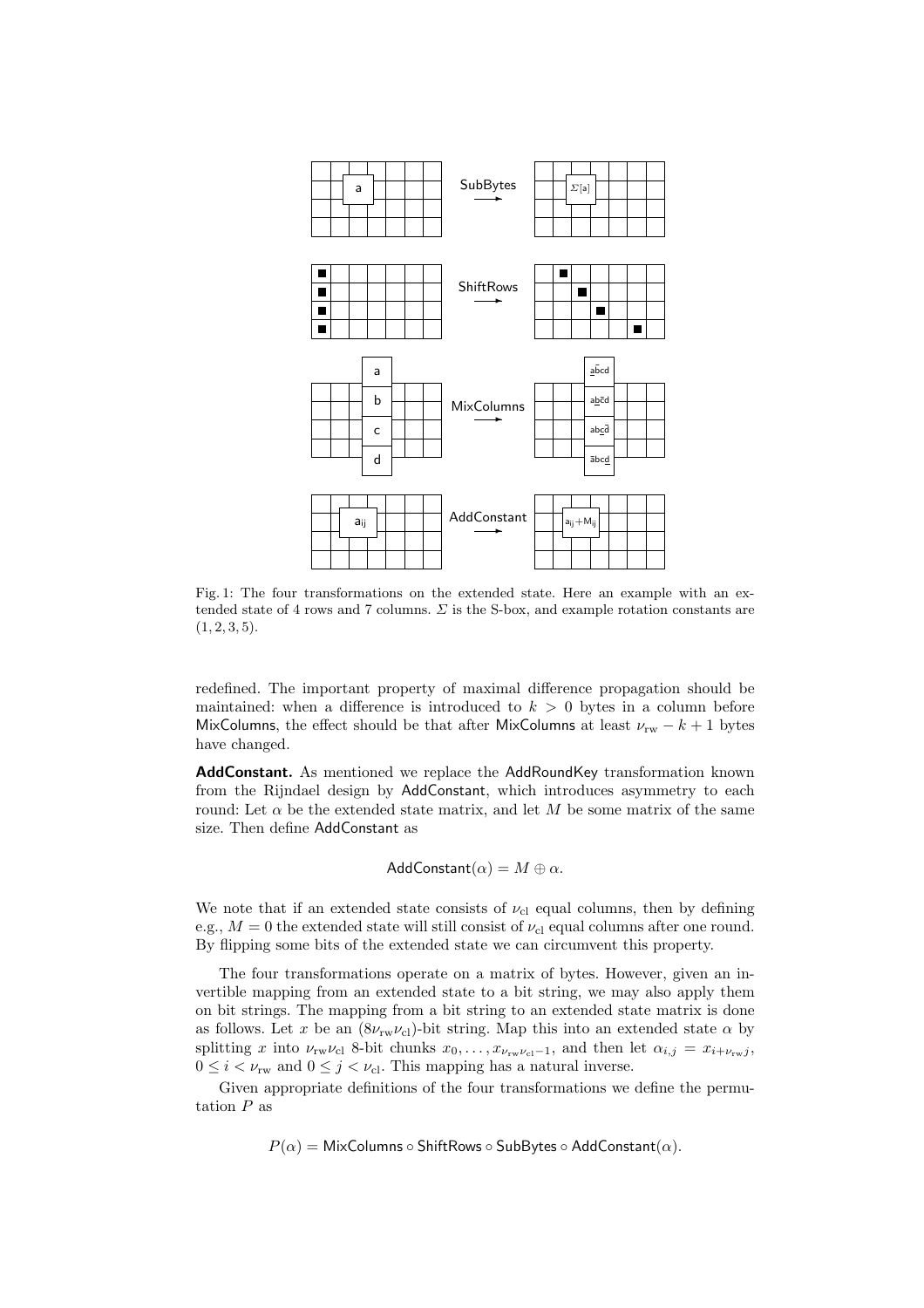Fig. 1: The four transformations on the extended state. Here an example with an extended state of 4 rows and 7 columns. $\Sigma$ is the S-box, and example rotation constants are $(1, 2, 3, 5)$.

redefined. The important property of maximal difference propagation should be maintained: when a difference is introduced to $k > 0$ bytes in a column before MixColumns, the effect should be that after MixColumns at least $\nu_{\mathrm{rw}} - k + 1$ bytes have changed.

**AddConstant.** As mentioned we replace the AddRoundKey transformation known from the Rijndael design by AddConstant, which introduces asymmetry to each round: Let $\alpha$ be the extended state matrix, and let $M$ be some matrix of the same size. Then define AddConstant as

$$\mathsf{AddConstant}(\alpha) = M \oplus \alpha.$$

We note that if an extended state consists of $\nu_{\mathrm{cl}}$ equal columns, then by defining e.g., $M = 0$ the extended state will still consist of $\nu_{\mathrm{cl}}$ equal columns after one round. By flipping some bits of the extended state we can circumvent this property.

The four transformations operate on a matrix of bytes. However, given an invertible mapping from an extended state to a bit string, we may also apply them on bit strings. The mapping from a bit string to an extended state matrix is done as follows. Let $x$ be an $(8\nu_{\mathrm{rw}}\nu_{\mathrm{cl}})$-bit string. Map this into an extended state $\alpha$ by splitting $x$ into $\nu_{\mathrm{rw}}\nu_{\mathrm{cl}}$ 8-bit chunks $x_0, \ldots, x_{\nu_{\mathrm{rw}}\nu_{\mathrm{cl}}-1}$, and then let $\alpha_{i,j} = x_{i+\nu_{\mathrm{rw}}j}$, $0 \le i < \nu_{\mathrm{rw}}$ and $0 \le j < \nu_{\mathrm{cl}}$. This mapping has a natural inverse.

Given appropriate definitions of the four transformations we define the permutation $P$ as

$$P(\alpha) = \mathsf{MixColumns} \circ \mathsf{ShiftRows} \circ \mathsf{SubBytes} \circ \mathsf{AddConstant}(\alpha).$$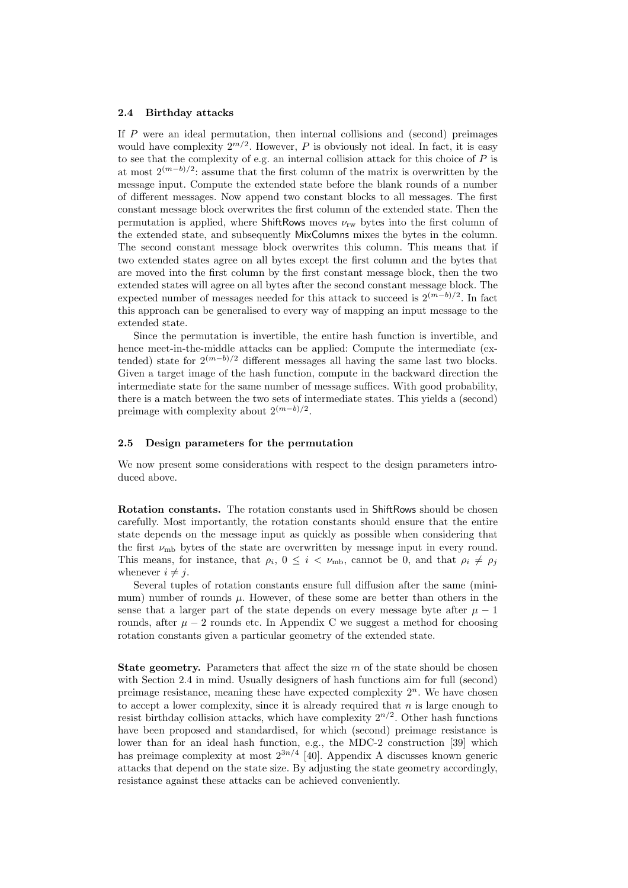### 2.4 Birthday attacks

If $P$ were an ideal permutation, then internal collisions and (second) preimages would have complexity $2^{m/2}$. However, $P$ is obviously not ideal. In fact, it is easy to see that the complexity of e.g. an internal collision attack for this choice of $P$ is at most $2^{(m-b)/2}$: assume that the first column of the matrix is overwritten by the message input. Compute the extended state before the blank rounds of a number of different messages. Now append two constant blocks to all messages. The first constant message block overwrites the first column of the extended state. Then the permutation is applied, where ShiftRows moves $\nu_{\text{rw}}$ bytes into the first column of the extended state, and subsequently MixColumns mixes the bytes in the column. The second constant message block overwrites this column. This means that if two extended states agree on all bytes except the first column and the bytes that are moved into the first column by the first constant message block, then the two extended states will agree on all bytes after the second constant message block. The expected number of messages needed for this attack to succeed is $2^{(m-b)/2}$. In fact this approach can be generalised to every way of mapping an input message to the extended state.

Since the permutation is invertible, the entire hash function is invertible, and hence meet-in-the-middle attacks can be applied: Compute the intermediate (extended) state for $2^{(m-b)/2}$ different messages all having the same last two blocks. Given a target image of the hash function, compute in the backward direction the intermediate state for the same number of message suffices. With good probability, there is a match between the two sets of intermediate states. This yields a (second) preimage with complexity about $2^{(m-b)/2}$.

### 2.5 Design parameters for the permutation

We now present some considerations with respect to the design parameters introduced above.

**Rotation constants.** The rotation constants used in ShiftRows should be chosen carefully. Most importantly, the rotation constants should ensure that the entire state depends on the message input as quickly as possible when considering that the first $\nu_{\text{mb}}$ bytes of the state are overwritten by message input in every round. This means, for instance, that $\rho_i$, $0 \le i < \nu_{\text{mb}}$, cannot be 0, and that $\rho_i \neq \rho_j$ whenever $i \neq j$.

Several tuples of rotation constants ensure full diffusion after the same (minimum) number of rounds $\mu$. However, of these some are better than others in the sense that a larger part of the state depends on every message byte after $\mu - 1$ rounds, after $\mu - 2$ rounds etc. In Appendix C we suggest a method for choosing rotation constants given a particular geometry of the extended state.

**State geometry.** Parameters that affect the size $m$ of the state should be chosen with Section 2.4 in mind. Usually designers of hash functions aim for full (second) preimage resistance, meaning these have expected complexity $2^n$. We have chosen to accept a lower complexity, since it is already required that $n$ is large enough to resist birthday collision attacks, which have complexity $2^{n/2}$. Other hash functions have been proposed and standardised, for which (second) preimage resistance is lower than for an ideal hash function, e.g., the MDC-2 construction [39] which has preimage complexity at most $2^{3n/4}$ [40]. Appendix A discusses known generic attacks that depend on the state size. By adjusting the state geometry accordingly, resistance against these attacks can be achieved conveniently.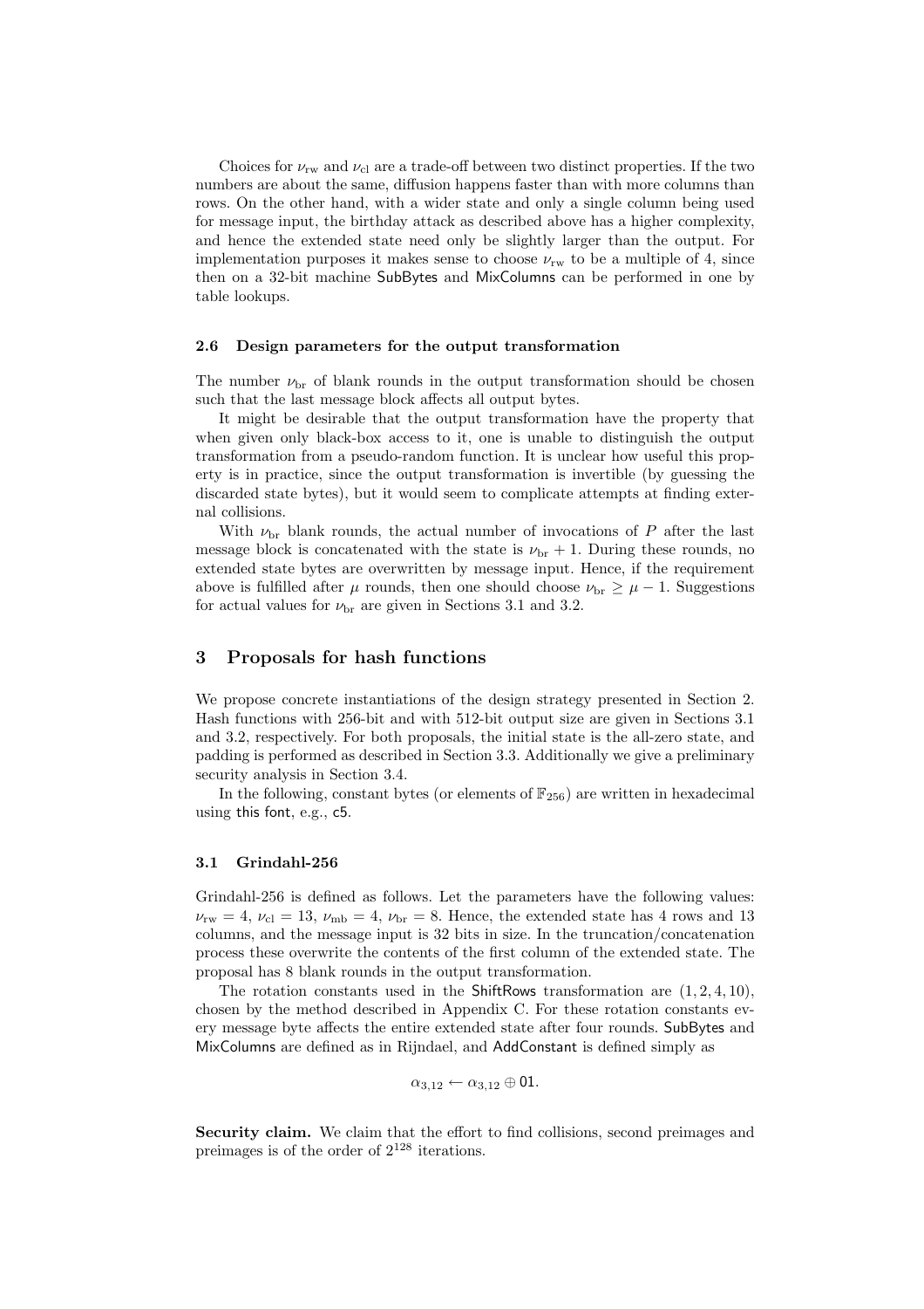Choices for $\nu_{\text{rw}}$ and $\nu_{\text{cl}}$ are a trade-off between two distinct properties. If the two numbers are about the same, diffusion happens faster than with more columns than rows. On the other hand, with a wider state and only a single column being used for message input, the birthday attack as described above has a higher complexity, and hence the extended state need only be slightly larger than the output. For implementation purposes it makes sense to choose $\nu_{\text{rw}}$ to be a multiple of 4, since then on a 32-bit machine SubBytes and MixColumns can be performed in one by table lookups.

### 2.6 Design parameters for the output transformation

The number $\nu_{\text{br}}$ of blank rounds in the output transformation should be chosen such that the last message block affects all output bytes.

It might be desirable that the output transformation have the property that when given only black-box access to it, one is unable to distinguish the output transformation from a pseudo-random function. It is unclear how useful this property is in practice, since the output transformation is invertible (by guessing the discarded state bytes), but it would seem to complicate attempts at finding external collisions.

With $\nu_{\text{br}}$ blank rounds, the actual number of invocations of $P$ after the last message block is concatenated with the state is $\nu_{\text{br}} + 1$. During these rounds, no extended state bytes are overwritten by message input. Hence, if the requirement above is fulfilled after $\mu$ rounds, then one should choose $\nu_{\text{br}} \geq \mu - 1$. Suggestions for actual values for $\nu_{\text{br}}$ are given in Sections 3.1 and 3.2.

## 3 Proposals for hash functions

We propose concrete instantiations of the design strategy presented in Section 2. Hash functions with 256-bit and with 512-bit output size are given in Sections 3.1 and 3.2, respectively. For both proposals, the initial state is the all-zero state, and padding is performed as described in Section 3.3. Additionally we give a preliminary security analysis in Section 3.4.

In the following, constant bytes (or elements of $\mathbb{F}_{256}$) are written in hexadecimal using this font, e.g., c5.

### 3.1 Grindahl-256

Grindahl-256 is defined as follows. Let the parameters have the following values: $\nu_{\text{rw}} = 4$, $\nu_{\text{cl}} = 13$, $\nu_{\text{mb}} = 4$, $\nu_{\text{br}} = 8$. Hence, the extended state has 4 rows and 13 columns, and the message input is 32 bits in size. In the truncation/concatenation process these overwrite the contents of the first column of the extended state. The proposal has 8 blank rounds in the output transformation.

The rotation constants used in the ShiftRows transformation are $(1, 2, 4, 10)$, chosen by the method described in Appendix C. For these rotation constants every message byte affects the entire extended state after four rounds. SubBytes and MixColumns are defined as in Rijndael, and AddConstant is defined simply as

$$\alpha_{3,12} \leftarrow \alpha_{3,12} \oplus \mathsf{01}.$$

**Security claim.** We claim that the effort to find collisions, second preimages and preimages is of the order of $2^{128}$ iterations.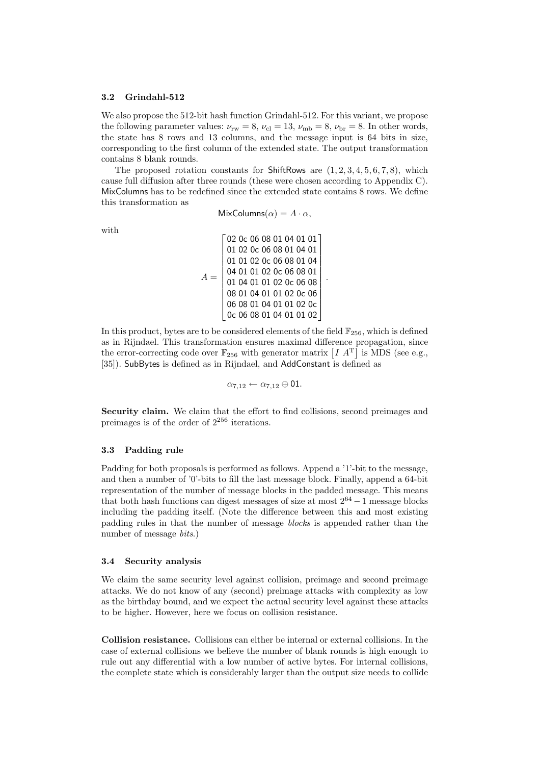### 3.2 Grindahl-512

We also propose the 512-bit hash function Grindahl-512. For this variant, we propose the following parameter values: $\nu_{\mathrm{rw}} = 8$, $\nu_{\mathrm{cl}} = 13$, $\nu_{\mathrm{mb}} = 8$, $\nu_{\mathrm{br}} = 8$. In other words, the state has 8 rows and 13 columns, and the message input is 64 bits in size, corresponding to the first column of the extended state. The output transformation contains 8 blank rounds.

The proposed rotation constants for ShiftRows are $(1, 2, 3, 4, 5, 6, 7, 8)$, which cause full diffusion after three rounds (these were chosen according to Appendix C). MixColumns has to be redefined since the extended state contains 8 rows. We define this transformation as

$$\mathsf{MixColumns}(\alpha) = A \cdot \alpha,$$

with

$$A = \begin{bmatrix} \mathsf{02} & \mathsf{0c} & \mathsf{06} & \mathsf{08} & \mathsf{01} & \mathsf{04} & \mathsf{01} & \mathsf{01} \\ \mathsf{01} & \mathsf{02} & \mathsf{0c} & \mathsf{06} & \mathsf{08} & \mathsf{01} & \mathsf{04} & \mathsf{01} \\ \mathsf{01} & \mathsf{01} & \mathsf{02} & \mathsf{0c} & \mathsf{06} & \mathsf{08} & \mathsf{01} & \mathsf{04} \\ \mathsf{04} & \mathsf{01} & \mathsf{01} & \mathsf{02} & \mathsf{0c} & \mathsf{06} & \mathsf{08} & \mathsf{01} \\ \mathsf{01} & \mathsf{04} & \mathsf{01} & \mathsf{01} & \mathsf{02} & \mathsf{0c} & \mathsf{06} & \mathsf{08} \\ \mathsf{08} & \mathsf{01} & \mathsf{04} & \mathsf{01} & \mathsf{01} & \mathsf{02} & \mathsf{0c} & \mathsf{06} \\ \mathsf{06} & \mathsf{08} & \mathsf{01} & \mathsf{04} & \mathsf{01} & \mathsf{01} & \mathsf{02} & \mathsf{0c} \\ \mathsf{0c} & \mathsf{06} & \mathsf{08} & \mathsf{01} & \mathsf{04} & \mathsf{01} & \mathsf{01} & \mathsf{02} \end{bmatrix}.$$

In this product, bytes are to be considered elements of the field $\mathbb{F}_{256}$, which is defined as in Rijndael. This transformation ensures maximal difference propagation, since the error-correcting code over $\mathbb{F}_{256}$ with generator matrix $\begin{bmatrix} I & A^{\mathrm{T}} \end{bmatrix}$ is MDS (see e.g., [35]). SubBytes is defined as in Rijndael, and AddConstant is defined as

$$\alpha_{7,12} \leftarrow \alpha_{7,12} \oplus \mathsf{01}.$$

**Security claim.** We claim that the effort to find collisions, second preimages and preimages is of the order of $2^{256}$ iterations.

### 3.3 Padding rule

Padding for both proposals is performed as follows. Append a '1'-bit to the message, and then a number of '0'-bits to fill the last message block. Finally, append a 64-bit representation of the number of message blocks in the padded message. This means that both hash functions can digest messages of size at most $2^{64} - 1$ message blocks including the padding itself. (Note the difference between this and most existing padding rules in that the number of message *blocks* is appended rather than the number of message *bits*.)

### 3.4 Security analysis

We claim the same security level against collision, preimage and second preimage attacks. We do not know of any (second) preimage attacks with complexity as low as the birthday bound, and we expect the actual security level against these attacks to be higher. However, here we focus on collision resistance.

**Collision resistance.** Collisions can either be internal or external collisions. In the case of external collisions we believe the number of blank rounds is high enough to rule out any differential with a low number of active bytes. For internal collisions, the complete state which is considerably larger than the output size needs to collide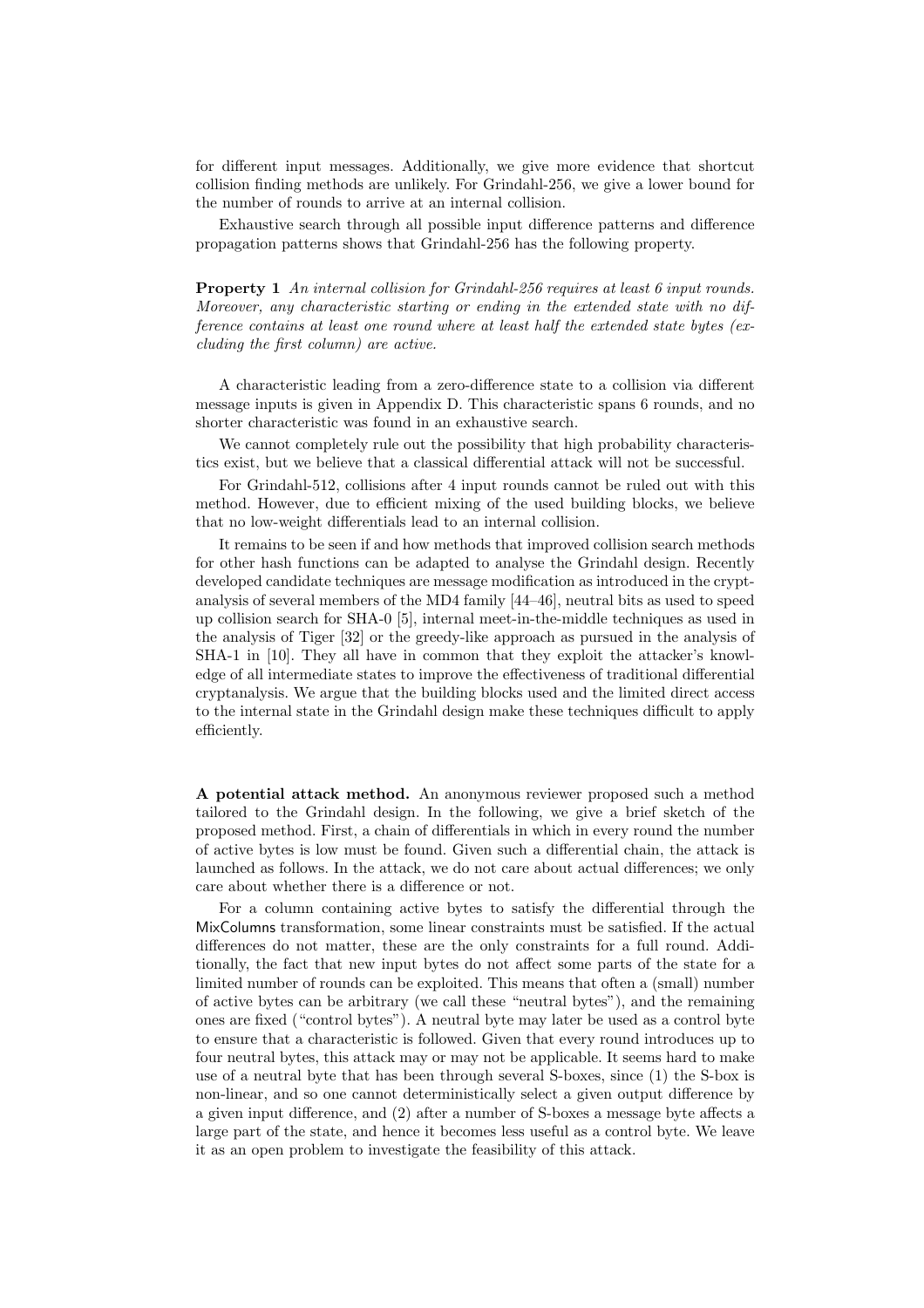for different input messages. Additionally, we give more evidence that shortcut collision finding methods are unlikely. For Grindahl-256, we give a lower bound for the number of rounds to arrive at an internal collision.

Exhaustive search through all possible input difference patterns and difference propagation patterns shows that Grindahl-256 has the following property.

**Property 1** *An internal collision for Grindahl-256 requires at least 6 input rounds. Moreover, any characteristic starting or ending in the extended state with no difference contains at least one round where at least half the extended state bytes (excluding the first column) are active.*

A characteristic leading from a zero-difference state to a collision via different message inputs is given in Appendix D. This characteristic spans 6 rounds, and no shorter characteristic was found in an exhaustive search.

We cannot completely rule out the possibility that high probability characteristics exist, but we believe that a classical differential attack will not be successful.

For Grindahl-512, collisions after 4 input rounds cannot be ruled out with this method. However, due to efficient mixing of the used building blocks, we believe that no low-weight differentials lead to an internal collision.

It remains to be seen if and how methods that improved collision search methods for other hash functions can be adapted to analyse the Grindahl design. Recently developed candidate techniques are message modification as introduced in the cryptanalysis of several members of the MD4 family [44–46], neutral bits as used to speed up collision search for SHA-0 [5], internal meet-in-the-middle techniques as used in the analysis of Tiger [32] or the greedy-like approach as pursued in the analysis of SHA-1 in [10]. They all have in common that they exploit the attacker's knowledge of all intermediate states to improve the effectiveness of traditional differential cryptanalysis. We argue that the building blocks used and the limited direct access to the internal state in the Grindahl design make these techniques difficult to apply efficiently.

**A potential attack method.** An anonymous reviewer proposed such a method tailored to the Grindahl design. In the following, we give a brief sketch of the proposed method. First, a chain of differentials in which in every round the number of active bytes is low must be found. Given such a differential chain, the attack is launched as follows. In the attack, we do not care about actual differences; we only care about whether there is a difference or not.

For a column containing active bytes to satisfy the differential through the MixColumns transformation, some linear constraints must be satisfied. If the actual differences do not matter, these are the only constraints for a full round. Additionally, the fact that new input bytes do not affect some parts of the state for a limited number of rounds can be exploited. This means that often a (small) number of active bytes can be arbitrary (we call these "neutral bytes"), and the remaining ones are fixed ("control bytes"). A neutral byte may later be used as a control byte to ensure that a characteristic is followed. Given that every round introduces up to four neutral bytes, this attack may or may not be applicable. It seems hard to make use of a neutral byte that has been through several S-boxes, since (1) the S-box is non-linear, and so one cannot deterministically select a given output difference by a given input difference, and (2) after a number of S-boxes a message byte affects a large part of the state, and hence it becomes less useful as a control byte. We leave it as an open problem to investigate the feasibility of this attack.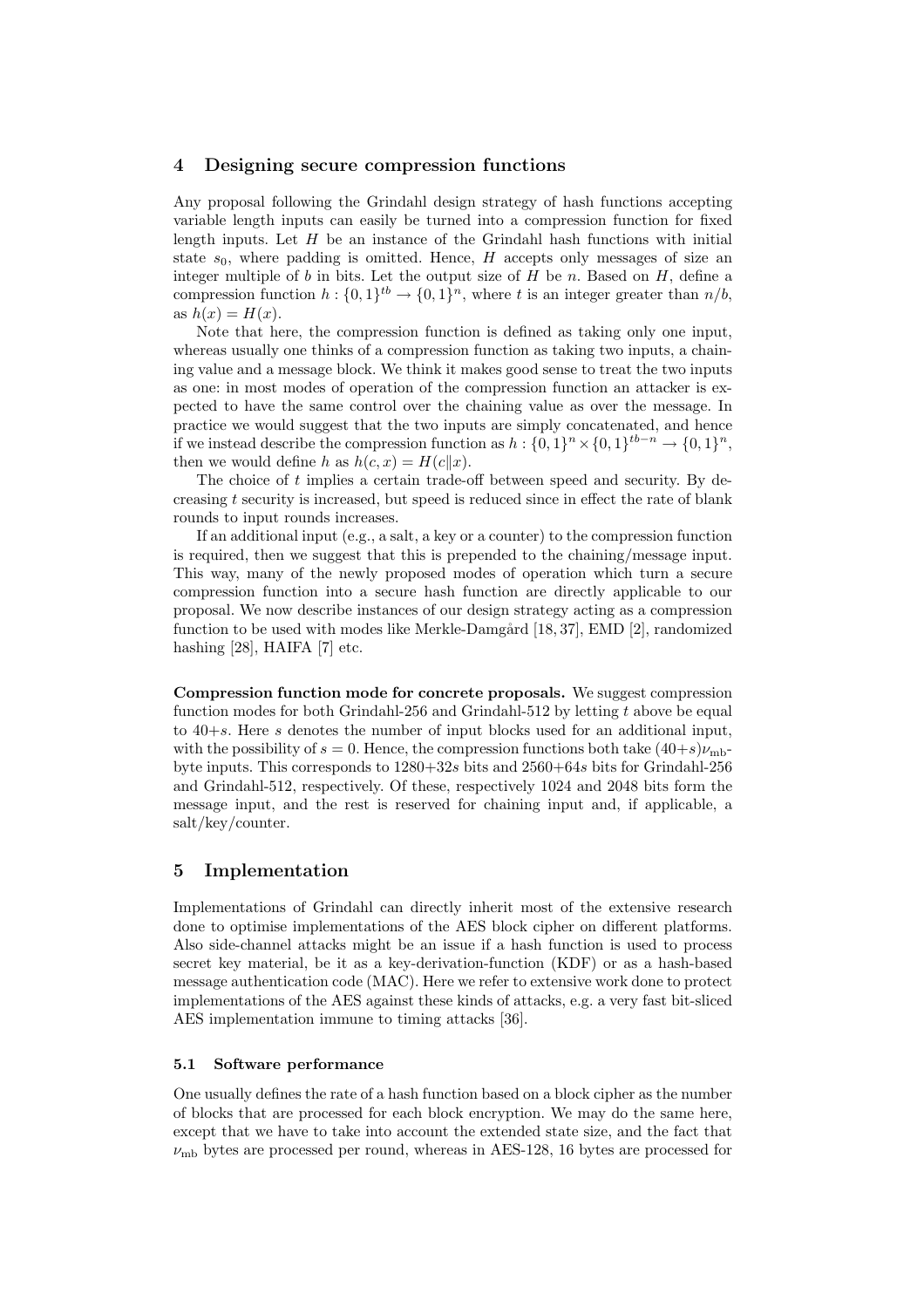## 4 Designing secure compression functions

Any proposal following the Grindahl design strategy of hash functions accepting variable length inputs can easily be turned into a compression function for fixed length inputs. Let $H$ be an instance of the Grindahl hash functions with initial state $s_0$, where padding is omitted. Hence, $H$ accepts only messages of size an integer multiple of $b$ in bits. Let the output size of $H$ be $n$. Based on $H$, define a compression function $h : \{0,1\}^{tb} \to \{0,1\}^n$, where $t$ is an integer greater than $n/b$, as $h(x) = H(x)$.

Note that here, the compression function is defined as taking only one input, whereas usually one thinks of a compression function as taking two inputs, a chaining value and a message block. We think it makes good sense to treat the two inputs as one: in most modes of operation of the compression function an attacker is expected to have the same control over the chaining value as over the message. In practice we would suggest that the two inputs are simply concatenated, and hence if we instead describe the compression function as $h : \{0,1\}^n \times \{0,1\}^{tb-n} \to \{0,1\}^n$, then we would define $h$ as $h(c, x) = H(c\|x)$.

The choice of $t$ implies a certain trade-off between speed and security. By decreasing $t$ security is increased, but speed is reduced since in effect the rate of blank rounds to input rounds increases.

If an additional input (e.g., a salt, a key or a counter) to the compression function is required, then we suggest that this is prepended to the chaining/message input. This way, many of the newly proposed modes of operation which turn a secure compression function into a secure hash function are directly applicable to our proposal. We now describe instances of our design strategy acting as a compression function to be used with modes like Merkle-Damgård [18, 37], EMD [2], randomized hashing [28], HAIFA [7] etc.

**Compression function mode for concrete proposals.** We suggest compression function modes for both Grindahl-256 and Grindahl-512 by letting $t$ above be equal to $40+s$. Here $s$ denotes the number of input blocks used for an additional input, with the possibility of $s = 0$. Hence, the compression functions both take $(40+s)\nu_{\text{mb}}$-byte inputs. This corresponds to $1280+32s$ bits and $2560+64s$ bits for Grindahl-256 and Grindahl-512, respectively. Of these, respectively 1024 and 2048 bits form the message input, and the rest is reserved for chaining input and, if applicable, a salt/key/counter.

## 5 Implementation

Implementations of Grindahl can directly inherit most of the extensive research done to optimise implementations of the AES block cipher on different platforms. Also side-channel attacks might be an issue if a hash function is used to process secret key material, be it as a key-derivation-function (KDF) or as a hash-based message authentication code (MAC). Here we refer to extensive work done to protect implementations of the AES against these kinds of attacks, e.g. a very fast bit-sliced AES implementation immune to timing attacks [36].

### 5.1 Software performance

One usually defines the rate of a hash function based on a block cipher as the number of blocks that are processed for each block encryption. We may do the same here, except that we have to take into account the extended state size, and the fact that $\nu_{\text{mb}}$ bytes are processed per round, whereas in AES-128, 16 bytes are processed for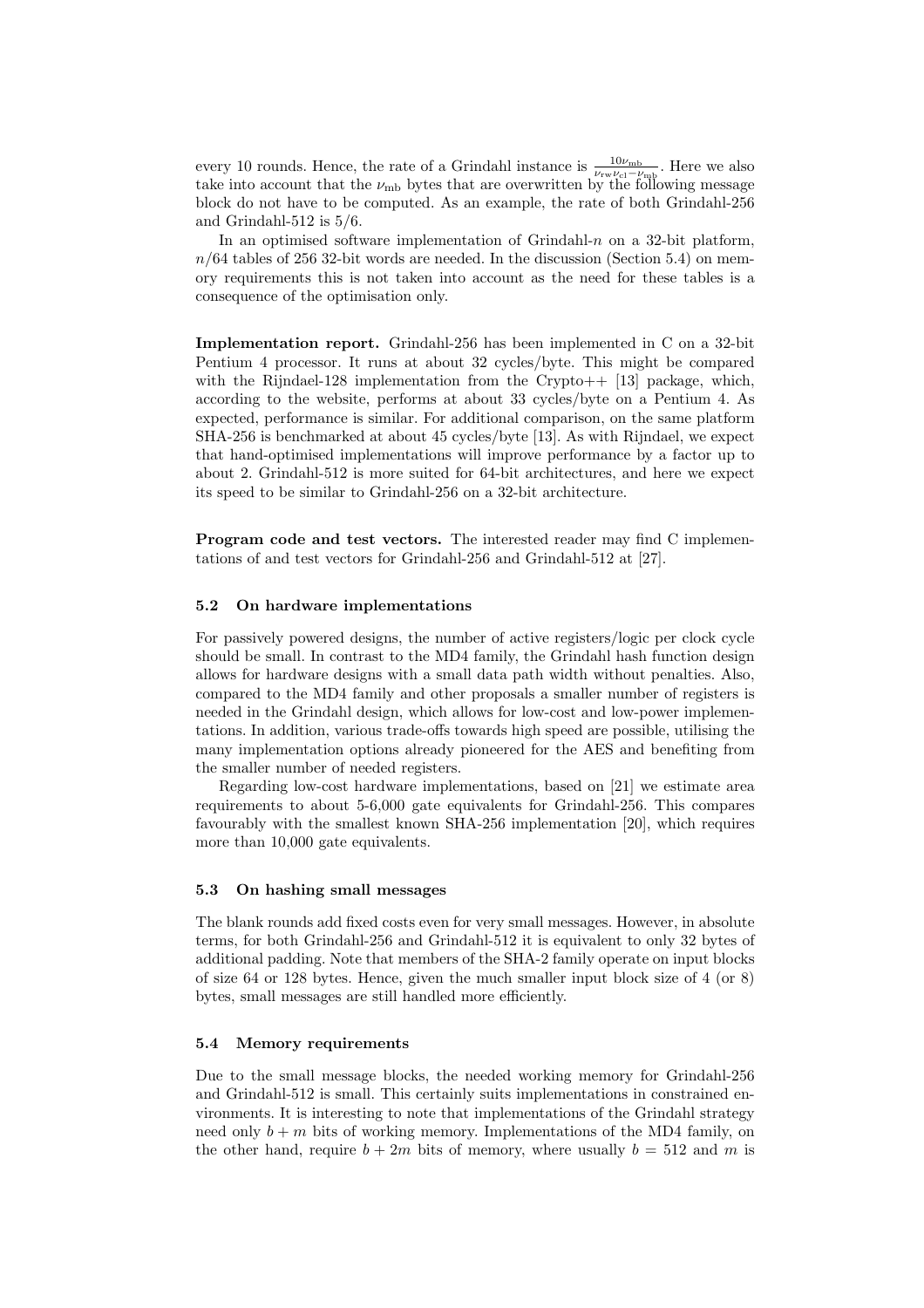every 10 rounds. Hence, the rate of a Grindahl instance is $\frac{10\nu_{\mathrm{mb}}}{\nu_{\mathrm{rw}}\nu_{\mathrm{cl}}-\nu_{\mathrm{mb}}}$. Here we also take into account that the $\nu_{\mathrm{mb}}$ bytes that are overwritten by the following message block do not have to be computed. As an example, the rate of both Grindahl-256 and Grindahl-512 is 5/6.

In an optimised software implementation of Grindahl-$n$ on a 32-bit platform, $n/64$ tables of 256 32-bit words are needed. In the discussion (Section 5.4) on memory requirements this is not taken into account as the need for these tables is a consequence of the optimisation only.

**Implementation report.** Grindahl-256 has been implemented in C on a 32-bit Pentium 4 processor. It runs at about 32 cycles/byte. This might be compared with the Rijndael-128 implementation from the Crypto++ [13] package, which, according to the website, performs at about 33 cycles/byte on a Pentium 4. As expected, performance is similar. For additional comparison, on the same platform SHA-256 is benchmarked at about 45 cycles/byte [13]. As with Rijndael, we expect that hand-optimised implementations will improve performance by a factor up to about 2. Grindahl-512 is more suited for 64-bit architectures, and here we expect its speed to be similar to Grindahl-256 on a 32-bit architecture.

**Program code and test vectors.** The interested reader may find C implementations of and test vectors for Grindahl-256 and Grindahl-512 at [27].

### 5.2 On hardware implementations

For passively powered designs, the number of active registers/logic per clock cycle should be small. In contrast to the MD4 family, the Grindahl hash function design allows for hardware designs with a small data path width without penalties. Also, compared to the MD4 family and other proposals a smaller number of registers is needed in the Grindahl design, which allows for low-cost and low-power implementations. In addition, various trade-offs towards high speed are possible, utilising the many implementation options already pioneered for the AES and benefiting from the smaller number of needed registers.

Regarding low-cost hardware implementations, based on [21] we estimate area requirements to about 5-6,000 gate equivalents for Grindahl-256. This compares favourably with the smallest known SHA-256 implementation [20], which requires more than 10,000 gate equivalents.

### 5.3 On hashing small messages

The blank rounds add fixed costs even for very small messages. However, in absolute terms, for both Grindahl-256 and Grindahl-512 it is equivalent to only 32 bytes of additional padding. Note that members of the SHA-2 family operate on input blocks of size 64 or 128 bytes. Hence, given the much smaller input block size of 4 (or 8) bytes, small messages are still handled more efficiently.

### 5.4 Memory requirements

Due to the small message blocks, the needed working memory for Grindahl-256 and Grindahl-512 is small. This certainly suits implementations in constrained environments. It is interesting to note that implementations of the Grindahl strategy need only $b + m$ bits of working memory. Implementations of the MD4 family, on the other hand, require $b + 2m$ bits of memory, where usually $b = 512$ and $m$ is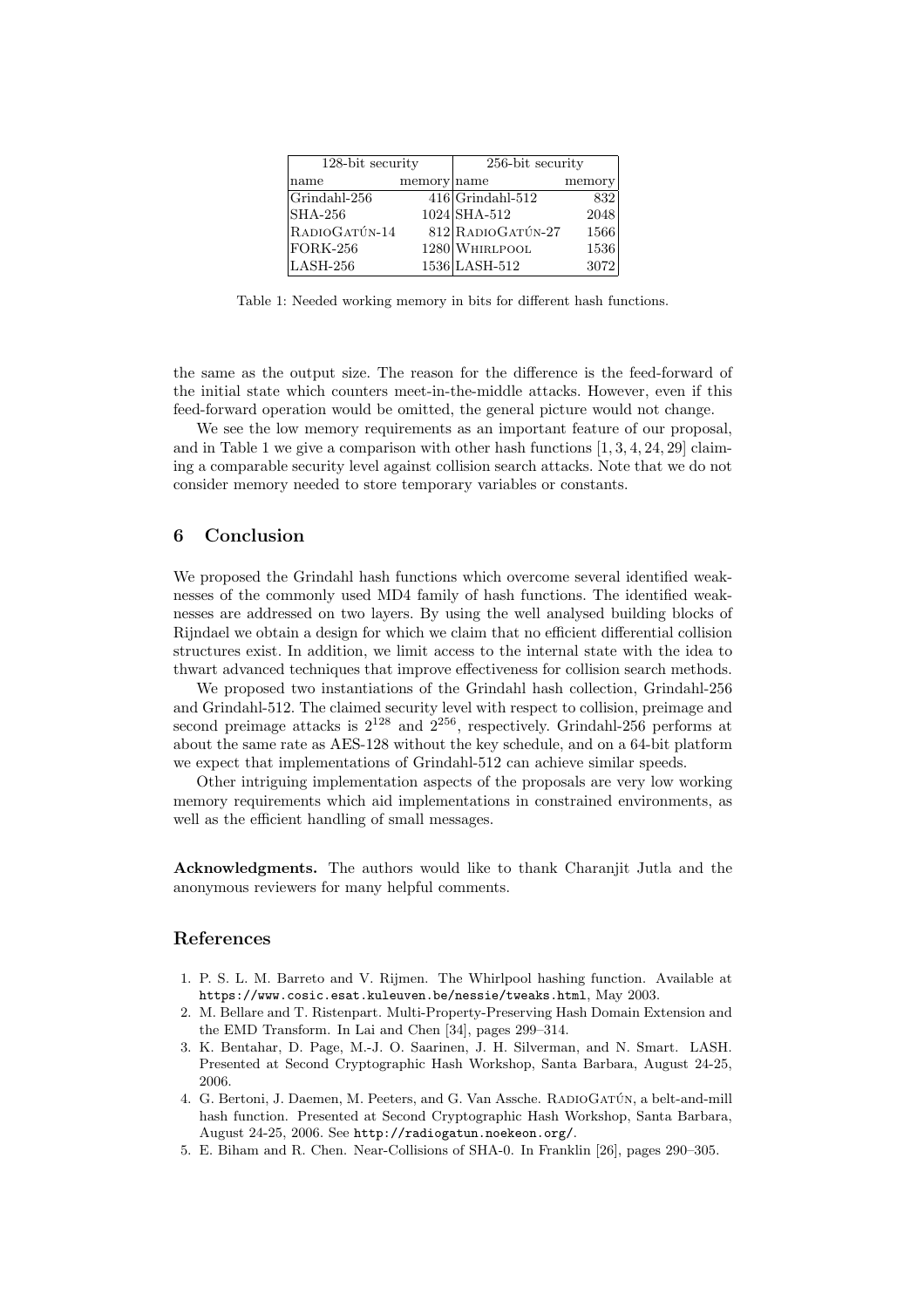| 128-bit security | | 256-bit security | |
|---|---|---|---|
| name | memory | name | memory |
| Grindahl-256 | 416 | Grindahl-512 | 832 |
| SHA-256 | 1024 | SHA-512 | 2048 |
| RadioGatún-14 | 812 | RadioGatún-27 | 1566 |
| FORK-256 | 1280 | Whirlpool | 1536 |
| LASH-256 | 1536 | LASH-512 | 3072 |

Table 1: Needed working memory in bits for different hash functions.

the same as the output size. The reason for the difference is the feed-forward of the initial state which counters meet-in-the-middle attacks. However, even if this feed-forward operation would be omitted, the general picture would not change.

We see the low memory requirements as an important feature of our proposal, and in Table 1 we give a comparison with other hash functions [1, 3, 4, 24, 29] claiming a comparable security level against collision search attacks. Note that we do not consider memory needed to store temporary variables or constants.

## 6 Conclusion

We proposed the Grindahl hash functions which overcome several identified weaknesses of the commonly used MD4 family of hash functions. The identified weaknesses are addressed on two layers. By using the well analysed building blocks of Rijndael we obtain a design for which we claim that no efficient differential collision structures exist. In addition, we limit access to the internal state with the idea to thwart advanced techniques that improve effectiveness for collision search methods.

We proposed two instantiations of the Grindahl hash collection, Grindahl-256 and Grindahl-512. The claimed security level with respect to collision, preimage and second preimage attacks is $2^{128}$ and $2^{256}$, respectively. Grindahl-256 performs at about the same rate as AES-128 without the key schedule, and on a 64-bit platform we expect that implementations of Grindahl-512 can achieve similar speeds.

Other intriguing implementation aspects of the proposals are very low working memory requirements which aid implementations in constrained environments, as well as the efficient handling of small messages.

**Acknowledgments.** The authors would like to thank Charanjit Jutla and the anonymous reviewers for many helpful comments.

## References

1. P. S. L. M. Barreto and V. Rijmen. The Whirlpool hashing function. Available at https://www.cosic.esat.kuleuven.be/nessie/tweaks.html, May 2003.
2. M. Bellare and T. Ristenpart. Multi-Property-Preserving Hash Domain Extension and the EMD Transform. In Lai and Chen [34], pages 299–314.
3. K. Bentahar, D. Page, M.-J. O. Saarinen, J. H. Silverman, and N. Smart. LASH. Presented at Second Cryptographic Hash Workshop, Santa Barbara, August 24-25, 2006.
4. G. Bertoni, J. Daemen, M. Peeters, and G. Van Assche. RadioGatún, a belt-and-mill hash function. Presented at Second Cryptographic Hash Workshop, Santa Barbara, August 24-25, 2006. See http://radiogatun.noekeon.org/.
5. E. Biham and R. Chen. Near-Collisions of SHA-0. In Franklin [26], pages 290–305.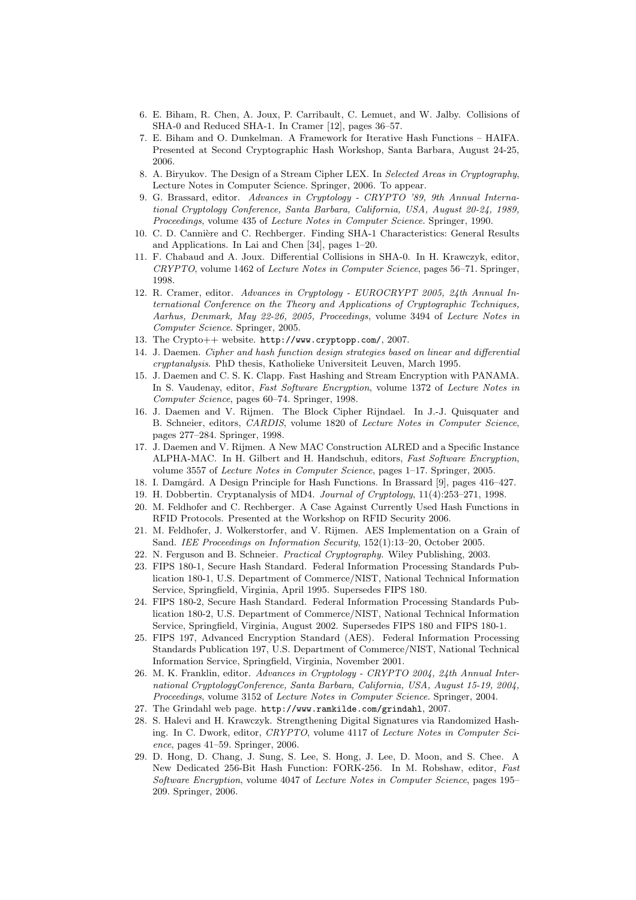6. E. Biham, R. Chen, A. Joux, P. Carribault, C. Lemuet, and W. Jalby. Collisions of SHA-0 and Reduced SHA-1. In Cramer [12], pages 36–57.
7. E. Biham and O. Dunkelman. A Framework for Iterative Hash Functions – HAIFA. Presented at Second Cryptographic Hash Workshop, Santa Barbara, August 24-25, 2006.
8. A. Biryukov. The Design of a Stream Cipher LEX. In *Selected Areas in Cryptography*, Lecture Notes in Computer Science. Springer, 2006. To appear.
9. G. Brassard, editor. *Advances in Cryptology - CRYPTO '89, 9th Annual International Cryptology Conference, Santa Barbara, California, USA, August 20-24, 1989, Proceedings*, volume 435 of *Lecture Notes in Computer Science*. Springer, 1990.
10. C. D. Cannière and C. Rechberger. Finding SHA-1 Characteristics: General Results and Applications. In Lai and Chen [34], pages 1–20.
11. F. Chabaud and A. Joux. Differential Collisions in SHA-0. In H. Krawczyk, editor, *CRYPTO*, volume 1462 of *Lecture Notes in Computer Science*, pages 56–71. Springer, 1998.
12. R. Cramer, editor. *Advances in Cryptology - EUROCRYPT 2005, 24th Annual International Conference on the Theory and Applications of Cryptographic Techniques, Aarhus, Denmark, May 22-26, 2005, Proceedings*, volume 3494 of *Lecture Notes in Computer Science*. Springer, 2005.
13. The Crypto++ website. `http://www.cryptopp.com/`, 2007.
14. J. Daemen. *Cipher and hash function design strategies based on linear and differential cryptanalysis*. PhD thesis, Katholieke Universiteit Leuven, March 1995.
15. J. Daemen and C. S. K. Clapp. Fast Hashing and Stream Encryption with PANAMA. In S. Vaudenay, editor, *Fast Software Encryption*, volume 1372 of *Lecture Notes in Computer Science*, pages 60–74. Springer, 1998.
16. J. Daemen and V. Rijmen. The Block Cipher Rijndael. In J.-J. Quisquater and B. Schneier, editors, *CARDIS*, volume 1820 of *Lecture Notes in Computer Science*, pages 277–284. Springer, 1998.
17. J. Daemen and V. Rijmen. A New MAC Construction ALRED and a Specific Instance ALPHA-MAC. In H. Gilbert and H. Handschuh, editors, *Fast Software Encryption*, volume 3557 of *Lecture Notes in Computer Science*, pages 1–17. Springer, 2005.
18. I. Damgård. A Design Principle for Hash Functions. In Brassard [9], pages 416–427.
19. H. Dobbertin. Cryptanalysis of MD4. *Journal of Cryptology*, 11(4):253–271, 1998.
20. M. Feldhofer and C. Rechberger. A Case Against Currently Used Hash Functions in RFID Protocols. Presented at the Workshop on RFID Security 2006.
21. M. Feldhofer, J. Wolkerstorfer, and V. Rijmen. AES Implementation on a Grain of Sand. *IEE Proceedings on Information Security*, 152(1):13–20, October 2005.
22. N. Ferguson and B. Schneier. *Practical Cryptography*. Wiley Publishing, 2003.
23. FIPS 180-1, Secure Hash Standard. Federal Information Processing Standards Publication 180-1, U.S. Department of Commerce/NIST, National Technical Information Service, Springfield, Virginia, April 1995. Supersedes FIPS 180.
24. FIPS 180-2, Secure Hash Standard. Federal Information Processing Standards Publication 180-2, U.S. Department of Commerce/NIST, National Technical Information Service, Springfield, Virginia, August 2002. Supersedes FIPS 180 and FIPS 180-1.
25. FIPS 197, Advanced Encryption Standard (AES). Federal Information Processing Standards Publication 197, U.S. Department of Commerce/NIST, National Technical Information Service, Springfield, Virginia, November 2001.
26. M. K. Franklin, editor. *Advances in Cryptology - CRYPTO 2004, 24th Annual International CryptologyConference, Santa Barbara, California, USA, August 15-19, 2004, Proceedings*, volume 3152 of *Lecture Notes in Computer Science*. Springer, 2004.
27. The Grindahl web page. `http://www.ramkilde.com/grindahl`, 2007.
28. S. Halevi and H. Krawczyk. Strengthening Digital Signatures via Randomized Hashing. In C. Dwork, editor, *CRYPTO*, volume 4117 of *Lecture Notes in Computer Science*, pages 41–59. Springer, 2006.
29. D. Hong, D. Chang, J. Sung, S. Lee, S. Hong, J. Lee, D. Moon, and S. Chee. A New Dedicated 256-Bit Hash Function: FORK-256. In M. Robshaw, editor, *Fast Software Encryption*, volume 4047 of *Lecture Notes in Computer Science*, pages 195–209. Springer, 2006.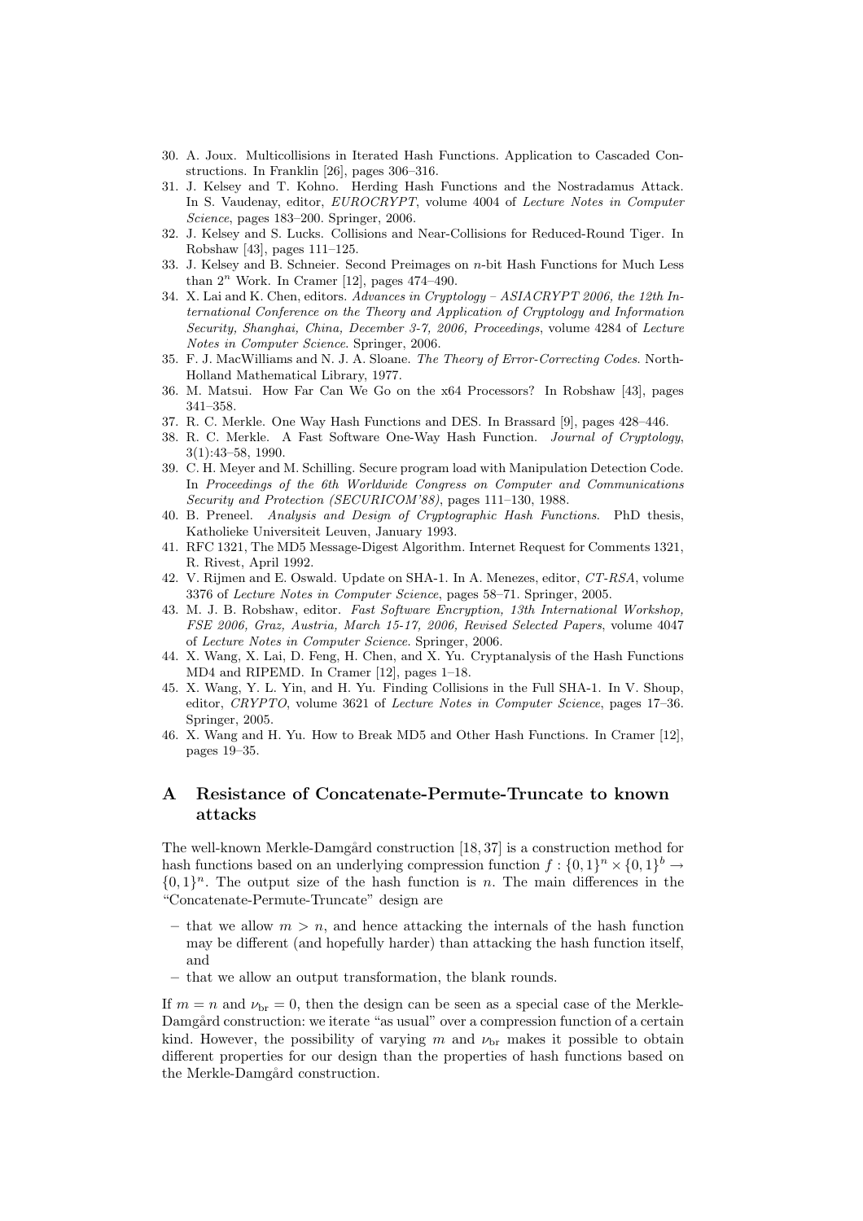30. A. Joux. Multicollisions in Iterated Hash Functions. Application to Cascaded Constructions. In Franklin [26], pages 306–316.
31. J. Kelsey and T. Kohno. Herding Hash Functions and the Nostradamus Attack. In S. Vaudenay, editor, *EUROCRYPT*, volume 4004 of *Lecture Notes in Computer Science*, pages 183–200. Springer, 2006.
32. J. Kelsey and S. Lucks. Collisions and Near-Collisions for Reduced-Round Tiger. In Robshaw [43], pages 111–125.
33. J. Kelsey and B. Schneier. Second Preimages on $n$-bit Hash Functions for Much Less than $2^n$ Work. In Cramer [12], pages 474–490.
34. X. Lai and K. Chen, editors. *Advances in Cryptology – ASIACRYPT 2006, the 12th International Conference on the Theory and Application of Cryptology and Information Security, Shanghai, China, December 3-7, 2006, Proceedings*, volume 4284 of *Lecture Notes in Computer Science*. Springer, 2006.
35. F. J. MacWilliams and N. J. A. Sloane. *The Theory of Error-Correcting Codes*. North-Holland Mathematical Library, 1977.
36. M. Matsui. How Far Can We Go on the x64 Processors? In Robshaw [43], pages 341–358.
37. R. C. Merkle. One Way Hash Functions and DES. In Brassard [9], pages 428–446.
38. R. C. Merkle. A Fast Software One-Way Hash Function. *Journal of Cryptology*, 3(1):43–58, 1990.
39. C. H. Meyer and M. Schilling. Secure program load with Manipulation Detection Code. In *Proceedings of the 6th Worldwide Congress on Computer and Communications Security and Protection (SECURICOM'88)*, pages 111–130, 1988.
40. B. Preneel. *Analysis and Design of Cryptographic Hash Functions*. PhD thesis, Katholieke Universiteit Leuven, January 1993.
41. RFC 1321, The MD5 Message-Digest Algorithm. Internet Request for Comments 1321, R. Rivest, April 1992.
42. V. Rijmen and E. Oswald. Update on SHA-1. In A. Menezes, editor, *CT-RSA*, volume 3376 of *Lecture Notes in Computer Science*, pages 58–71. Springer, 2005.
43. M. J. B. Robshaw, editor. *Fast Software Encryption, 13th International Workshop, FSE 2006, Graz, Austria, March 15-17, 2006, Revised Selected Papers*, volume 4047 of *Lecture Notes in Computer Science*. Springer, 2006.
44. X. Wang, X. Lai, D. Feng, H. Chen, and X. Yu. Cryptanalysis of the Hash Functions MD4 and RIPEMD. In Cramer [12], pages 1–18.
45. X. Wang, Y. L. Yin, and H. Yu. Finding Collisions in the Full SHA-1. In V. Shoup, editor, *CRYPTO*, volume 3621 of *Lecture Notes in Computer Science*, pages 17–36. Springer, 2005.
46. X. Wang and H. Yu. How to Break MD5 and Other Hash Functions. In Cramer [12], pages 19–35.

# A Resistance of Concatenate-Permute-Truncate to known attacks

The well-known Merkle-Damgård construction [18, 37] is a construction method for hash functions based on an underlying compression function $f : \{0,1\}^n \times \{0,1\}^b \to \{0,1\}^n$. The output size of the hash function is $n$. The main differences in the "Concatenate-Permute-Truncate" design are

– that we allow $m > n$, and hence attacking the internals of the hash function may be different (and hopefully harder) than attacking the hash function itself, and

– that we allow an output transformation, the blank rounds.

If $m = n$ and $\nu_{\mathrm{br}} = 0$, then the design can be seen as a special case of the Merkle-Damgård construction: we iterate "as usual" over a compression function of a certain kind. However, the possibility of varying $m$ and $\nu_{\mathrm{br}}$ makes it possible to obtain different properties for our design than the properties of hash functions based on the Merkle-Damgård construction.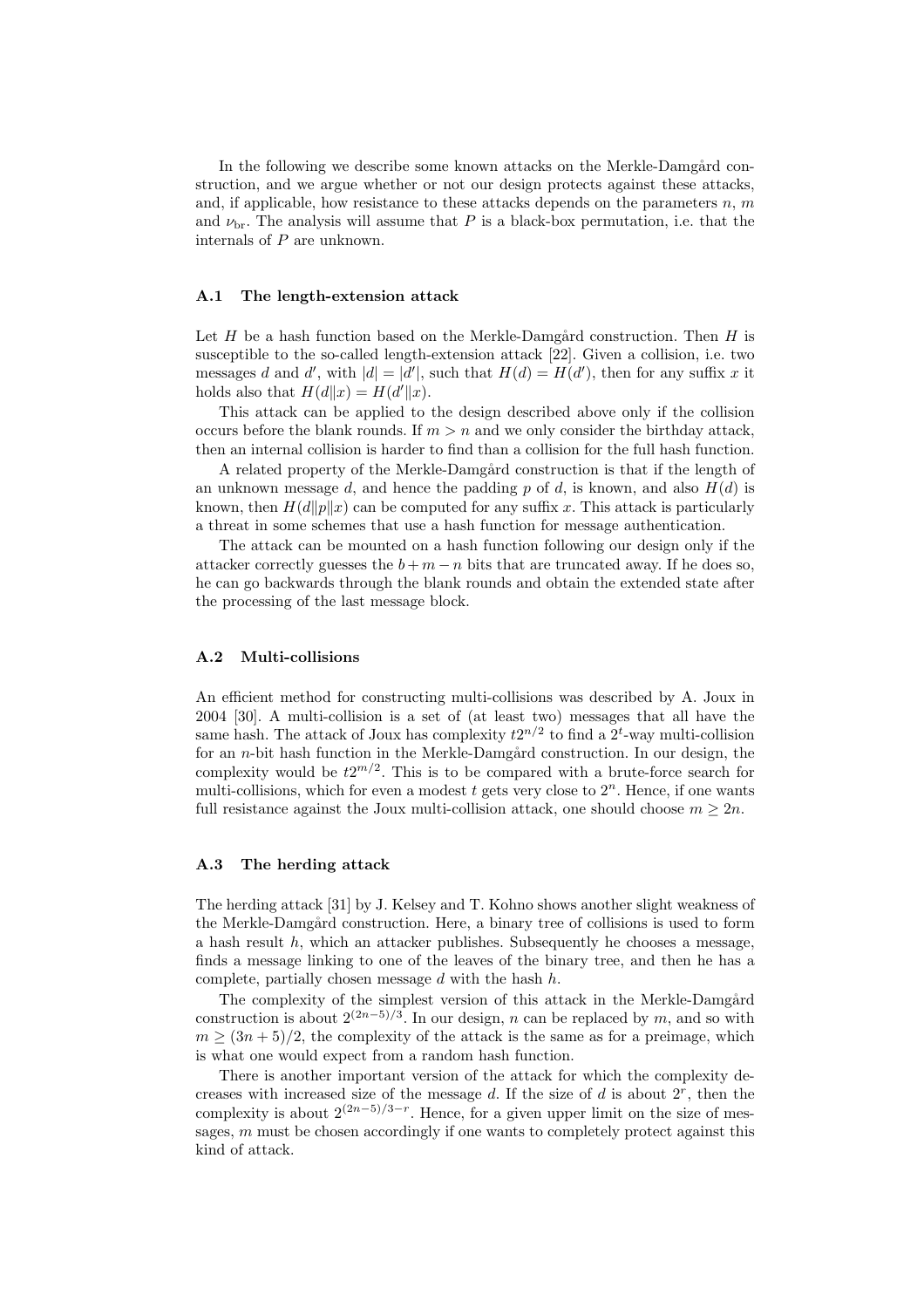In the following we describe some known attacks on the Merkle-Damgård construction, and we argue whether or not our design protects against these attacks, and, if applicable, how resistance to these attacks depends on the parameters $n$, $m$ and $\nu_{\text{br}}$. The analysis will assume that $P$ is a black-box permutation, i.e. that the internals of $P$ are unknown.

### A.1 The length-extension attack

Let $H$ be a hash function based on the Merkle-Damgård construction. Then $H$ is susceptible to the so-called length-extension attack [22]. Given a collision, i.e. two messages $d$ and $d'$, with $|d| = |d'|$, such that $H(d) = H(d')$, then for any suffix $x$ it holds also that $H(d\|x) = H(d'\|x)$.

This attack can be applied to the design described above only if the collision occurs before the blank rounds. If $m > n$ and we only consider the birthday attack, then an internal collision is harder to find than a collision for the full hash function.

A related property of the Merkle-Damgård construction is that if the length of an unknown message $d$, and hence the padding $p$ of $d$, is known, and also $H(d)$ is known, then $H(d\|p\|x)$ can be computed for any suffix $x$. This attack is particularly a threat in some schemes that use a hash function for message authentication.

The attack can be mounted on a hash function following our design only if the attacker correctly guesses the $b + m - n$ bits that are truncated away. If he does so, he can go backwards through the blank rounds and obtain the extended state after the processing of the last message block.

### A.2 Multi-collisions

An efficient method for constructing multi-collisions was described by A. Joux in 2004 [30]. A multi-collision is a set of (at least two) messages that all have the same hash. The attack of Joux has complexity $t2^{n/2}$ to find a $2^t$-way multi-collision for an $n$-bit hash function in the Merkle-Damgård construction. In our design, the complexity would be $t2^{m/2}$. This is to be compared with a brute-force search for multi-collisions, which for even a modest $t$ gets very close to $2^n$. Hence, if one wants full resistance against the Joux multi-collision attack, one should choose $m \geq 2n$.

### A.3 The herding attack

The herding attack [31] by J. Kelsey and T. Kohno shows another slight weakness of the Merkle-Damgård construction. Here, a binary tree of collisions is used to form a hash result $h$, which an attacker publishes. Subsequently he chooses a message, finds a message linking to one of the leaves of the binary tree, and then he has a complete, partially chosen message $d$ with the hash $h$.

The complexity of the simplest version of this attack in the Merkle-Damgård construction is about $2^{(2n-5)/3}$. In our design, $n$ can be replaced by $m$, and so with $m \geq (3n + 5)/2$, the complexity of the attack is the same as for a preimage, which is what one would expect from a random hash function.

There is another important version of the attack for which the complexity decreases with increased size of the message $d$. If the size of $d$ is about $2^r$, then the complexity is about $2^{(2n-5)/3-r}$. Hence, for a given upper limit on the size of messages, $m$ must be chosen accordingly if one wants to completely protect against this kind of attack.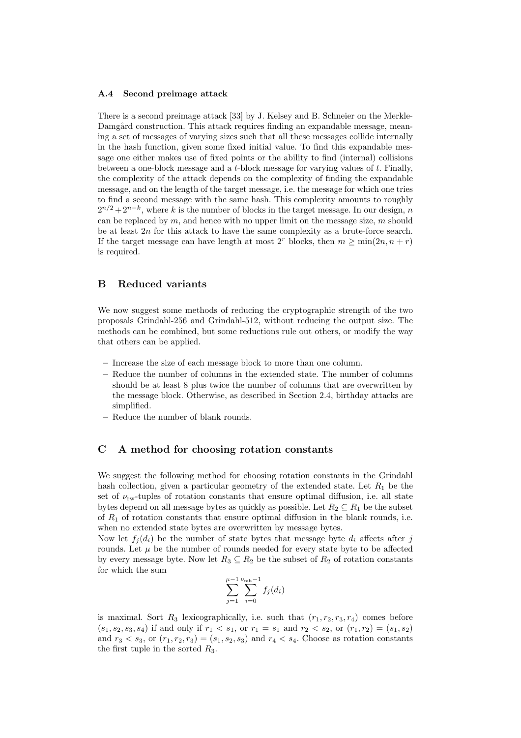### A.4 Second preimage attack

There is a second preimage attack [33] by J. Kelsey and B. Schneier on the Merkle-Damgård construction. This attack requires finding an expandable message, meaning a set of messages of varying sizes such that all these messages collide internally in the hash function, given some fixed initial value. To find this expandable message one either makes use of fixed points or the ability to find (internal) collisions between a one-block message and a $t$-block message for varying values of $t$. Finally, the complexity of the attack depends on the complexity of finding the expandable message, and on the length of the target message, i.e. the message for which one tries to find a second message with the same hash. This complexity amounts to roughly $2^{n/2} + 2^{n-k}$, where $k$ is the number of blocks in the target message. In our design, $n$ can be replaced by $m$, and hence with no upper limit on the message size, $m$ should be at least $2n$ for this attack to have the same complexity as a brute-force search. If the target message can have length at most $2^r$ blocks, then $m \geq \min(2n, n + r)$ is required.

## B Reduced variants

We now suggest some methods of reducing the cryptographic strength of the two proposals Grindahl-256 and Grindahl-512, without reducing the output size. The methods can be combined, but some reductions rule out others, or modify the way that others can be applied.

- Increase the size of each message block to more than one column.
- Reduce the number of columns in the extended state. The number of columns should be at least 8 plus twice the number of columns that are overwritten by the message block. Otherwise, as described in Section 2.4, birthday attacks are simplified.
- Reduce the number of blank rounds.

## C A method for choosing rotation constants

We suggest the following method for choosing rotation constants in the Grindahl hash collection, given a particular geometry of the extended state. Let $R_1$ be the set of $\nu_{\text{rw}}$-tuples of rotation constants that ensure optimal diffusion, i.e. all state bytes depend on all message bytes as quickly as possible. Let $R_2 \subseteq R_1$ be the subset of $R_1$ of rotation constants that ensure optimal diffusion in the blank rounds, i.e. when no extended state bytes are overwritten by message bytes.

Now let $f_j(d_i)$ be the number of state bytes that message byte $d_i$ affects after $j$ rounds. Let $\mu$ be the number of rounds needed for every state byte to be affected by every message byte. Now let $R_3 \subseteq R_2$ be the subset of $R_2$ of rotation constants for which the sum

$$\sum_{j=1}^{\mu-1} \sum_{i=0}^{\nu_{\text{mb}}-1} f_j(d_i)$$

is maximal. Sort $R_3$ lexicographically, i.e. such that $(r_1, r_2, r_3, r_4)$ comes before $(s_1, s_2, s_3, s_4)$ if and only if $r_1 < s_1$, or $r_1 = s_1$ and $r_2 < s_2$, or $(r_1, r_2) = (s_1, s_2)$ and $r_3 < s_3$, or $(r_1, r_2, r_3) = (s_1, s_2, s_3)$ and $r_4 < s_4$. Choose as rotation constants the first tuple in the sorted $R_3$.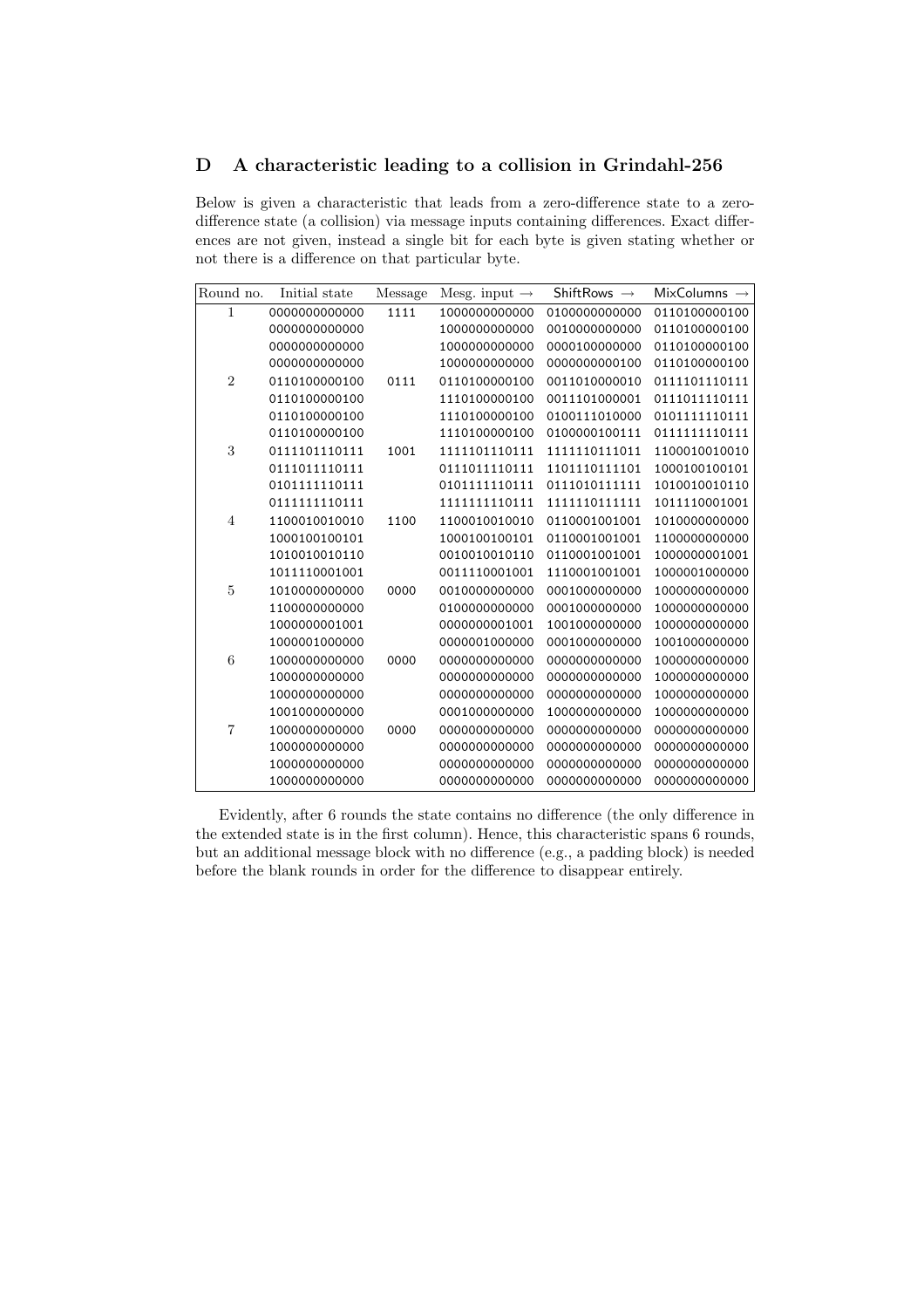## D A characteristic leading to a collision in Grindahl-256

Below is given a characteristic that leads from a zero-difference state to a zero-difference state (a collision) via message inputs containing differences. Exact differences are not given, instead a single bit for each byte is given stating whether or not there is a difference on that particular byte.

| Round no. | Initial state | Message | Mesg. input → | ShiftRows → | MixColumns → |
|---|---|---|---|---|---|
| 1 | 0000000000000 | 1111 | 1000000000000 | 0100000000000 | 0110100000100 |
| | 0000000000000 | | 1000000000000 | 0010000000000 | 0110100000100 |
| | 0000000000000 | | 1000000000000 | 0000100000000 | 0110100000100 |
| | 0000000000000 | | 1000000000000 | 0000000000100 | 0110100000100 |
| 2 | 0110100000100 | 0111 | 0110100000100 | 0011010000010 | 0111101110111 |
| | 0110100000100 | | 1110100000100 | 0011101000001 | 0111011110111 |
| | 0110100000100 | | 1110100000100 | 0100111010000 | 0101111110111 |
| | 0110100000100 | | 1110100000100 | 0100000100111 | 0111111110111 |
| 3 | 0111101110111 | 1001 | 1111101110111 | 1111110111011 | 1100010010010 |
| | 0111011110111 | | 0111011110111 | 1101110111101 | 1000100100101 |
| | 0101111110111 | | 0101111110111 | 0111010111111 | 1010010010110 |
| | 0111111110111 | | 1111111110111 | 1111110111111 | 1011110001001 |
| 4 | 1100010010010 | 1100 | 1100010010010 | 0110001001001 | 1010000000000 |
| | 1000100100101 | | 1000100100101 | 0110001001001 | 1100000000000 |
| | 1010010010110 | | 0010010010110 | 0110001001001 | 1000000001001 |
| | 1011110001001 | | 0011110001001 | 1110001001001 | 1000001000000 |
| 5 | 1010000000000 | 0000 | 0010000000000 | 0001000000000 | 1000000000000 |
| | 1100000000000 | | 0100000000000 | 0001000000000 | 1000000000000 |
| | 1000000001001 | | 0000000001001 | 1001000000000 | 1000000000000 |
| | 1000001000000 | | 0000001000000 | 0001000000000 | 1001000000000 |
| 6 | 1000000000000 | 0000 | 0000000000000 | 0000000000000 | 1000000000000 |
| | 1000000000000 | | 0000000000000 | 0000000000000 | 1000000000000 |
| | 1000000000000 | | 0000000000000 | 0000000000000 | 1000000000000 |
| | 1001000000000 | | 0001000000000 | 1000000000000 | 1000000000000 |
| 7 | 1000000000000 | 0000 | 0000000000000 | 0000000000000 | 0000000000000 |
| | 1000000000000 | | 0000000000000 | 0000000000000 | 0000000000000 |
| | 1000000000000 | | 0000000000000 | 0000000000000 | 0000000000000 |
| | 1000000000000 | | 0000000000000 | 0000000000000 | 0000000000000 |

Evidently, after 6 rounds the state contains no difference (the only difference in the extended state is in the first column). Hence, this characteristic spans 6 rounds, but an additional message block with no difference (e.g., a padding block) is needed before the blank rounds in order for the difference to disappear entirely.